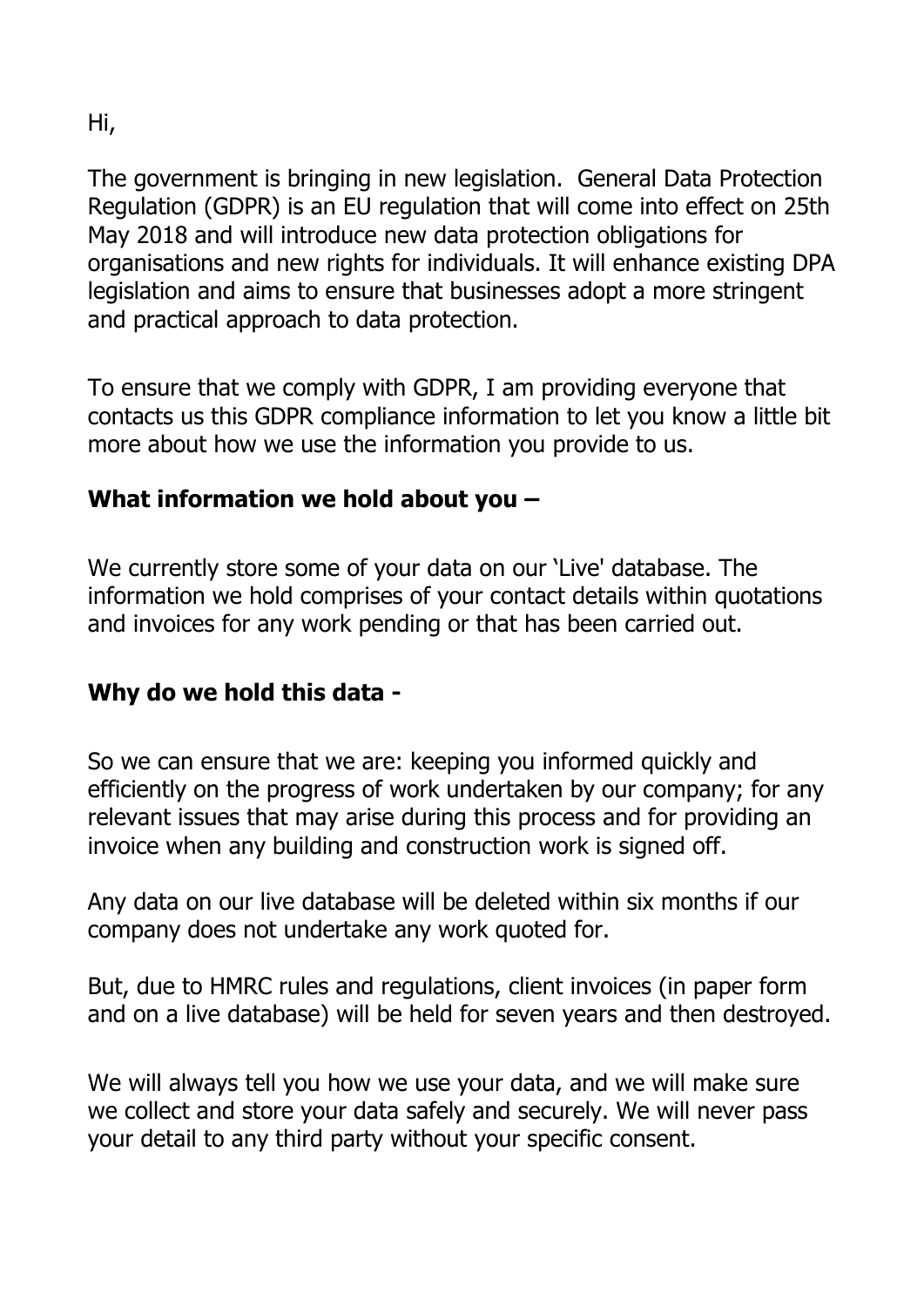Hi,

The government is bringing in new legislation. General Data Protection Regulation (GDPR) is an EU regulation that will come into effect on 25th May 2018 and will introduce new data protection obligations for organisations and new rights for individuals. It will enhance existing DPA legislation and aims to ensure that businesses adopt a more stringent and practical approach to data protection.

To ensure that we comply with GDPR, I am providing everyone that contacts us this GDPR compliance information to let you know a little bit more about how we use the information you provide to us.

**What information we hold about you –**

We currently store some of your data on our 'Live' database. The information we hold comprises of your contact details within quotations and invoices for any work pending or that has been carried out.

**Why do we hold this data -**

So we can ensure that we are: keeping you informed quickly and efficiently on the progress of work undertaken by our company; for any relevant issues that may arise during this process and for providing an invoice when any building and construction work is signed off.

Any data on our live database will be deleted within six months if our company does not undertake any work quoted for.

But, due to HMRC rules and regulations, client invoices (in paper form and on a live database) will be held for seven years and then destroyed.

We will always tell you how we use your data, and we will make sure we collect and store your data safely and securely. We will never pass your detail to any third party without your specific consent.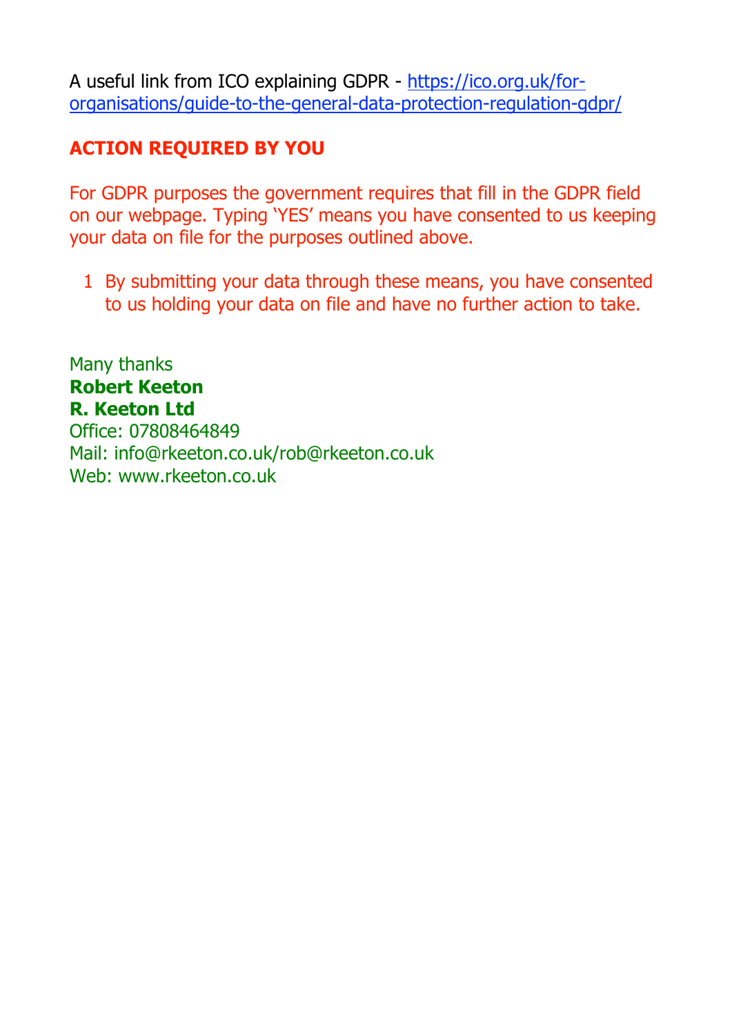A useful link from ICO explaining GDPR - [https://ico.org.uk/for-organisations/guide-to-the-general-data-protection-regulation-gdpr/](https://ico.org.uk/for-organisations/guide-to-the-general-data-protection-regulation-gdpr/)

**ACTION REQUIRED BY YOU**

For GDPR purposes the government requires that fill in the GDPR field on our webpage. Typing 'YES' means you have consented to us keeping your data on file for the purposes outlined above.

1. By submitting your data through these means, you have consented to us holding your data on file and have no further action to take.

Many thanks
**Robert Keeton**
**R. Keeton Ltd**
Office: 07808464849
Mail: info@rkeeton.co.uk/rob@rkeeton.co.uk
Web: www.rkeeton.co.uk